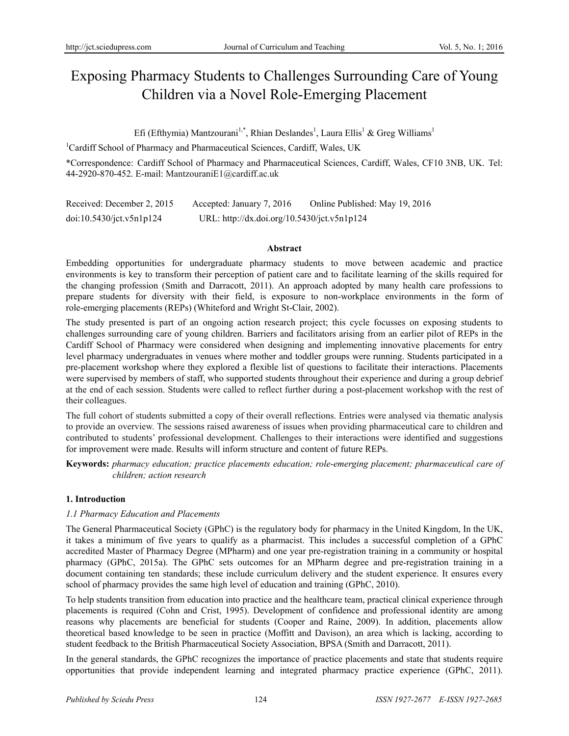# Exposing Pharmacy Students to Challenges Surrounding Care of Young Children via a Novel Role-Emerging Placement

Efi (Efthymia) Mantzourani[1,*], Rhian Deslandes[1], Laura Ellis[1] & Greg Williams[1]

[1]Cardiff School of Pharmacy and Pharmaceutical Sciences, Cardiff, Wales, UK

*Correspondence: Cardiff School of Pharmacy and Pharmaceutical Sciences, Cardiff, Wales, CF10 3NB, UK. Tel: 44-2920-870-452. E-mail: MantzouraniE1@cardiff.ac.uk

Received: December 2, 2015 Accepted: January 7, 2016 Online Published: May 19, 2016

doi:10.5430/jct.v5n1p124 URL: http://dx.doi.org/10.5430/jct.v5n1p124

## Abstract

Embedding opportunities for undergraduate pharmacy students to move between academic and practice environments is key to transform their perception of patient care and to facilitate learning of the skills required for the changing profession (Smith and Darracott, 2011). An approach adopted by many health care professions to prepare students for diversity with their field, is exposure to non-workplace environments in the form of role-emerging placements (REPs) (Whiteford and Wright St-Clair, 2002).

The study presented is part of an ongoing action research project; this cycle focusses on exposing students to challenges surrounding care of young children. Barriers and facilitators arising from an earlier pilot of REPs in the Cardiff School of Pharmacy were considered when designing and implementing innovative placements for entry level pharmacy undergraduates in venues where mother and toddler groups were running. Students participated in a pre-placement workshop where they explored a flexible list of questions to facilitate their interactions. Placements were supervised by members of staff, who supported students throughout their experience and during a group debrief at the end of each session. Students were called to reflect further during a post-placement workshop with the rest of their colleagues.

The full cohort of students submitted a copy of their overall reflections. Entries were analysed via thematic analysis to provide an overview. The sessions raised awareness of issues when providing pharmaceutical care to children and contributed to students' professional development. Challenges to their interactions were identified and suggestions for improvement were made. Results will inform structure and content of future REPs.

**Keywords:** *pharmacy education; practice placements education; role-emerging placement; pharmaceutical care of children; action research*

## 1. Introduction

### *1.1 Pharmacy Education and Placements*

The General Pharmaceutical Society (GPhC) is the regulatory body for pharmacy in the United Kingdom, In the UK, it takes a minimum of five years to qualify as a pharmacist. This includes a successful completion of a GPhC accredited Master of Pharmacy Degree (MPharm) and one year pre-registration training in a community or hospital pharmacy (GPhC, 2015a). The GPhC sets outcomes for an MPharm degree and pre-registration training in a document containing ten standards; these include curriculum delivery and the student experience. It ensures every school of pharmacy provides the same high level of education and training (GPhC, 2010).

To help students transition from education into practice and the healthcare team, practical clinical experience through placements is required (Cohn and Crist, 1995). Development of confidence and professional identity are among reasons why placements are beneficial for students (Cooper and Raine, 2009). In addition, placements allow theoretical based knowledge to be seen in practice (Moffitt and Davison), an area which is lacking, according to student feedback to the British Pharmaceutical Society Association, BPSA (Smith and Darracott, 2011).

In the general standards, the GPhC recognizes the importance of practice placements and state that students require opportunities that provide independent learning and integrated pharmacy practice experience (GPhC, 2011).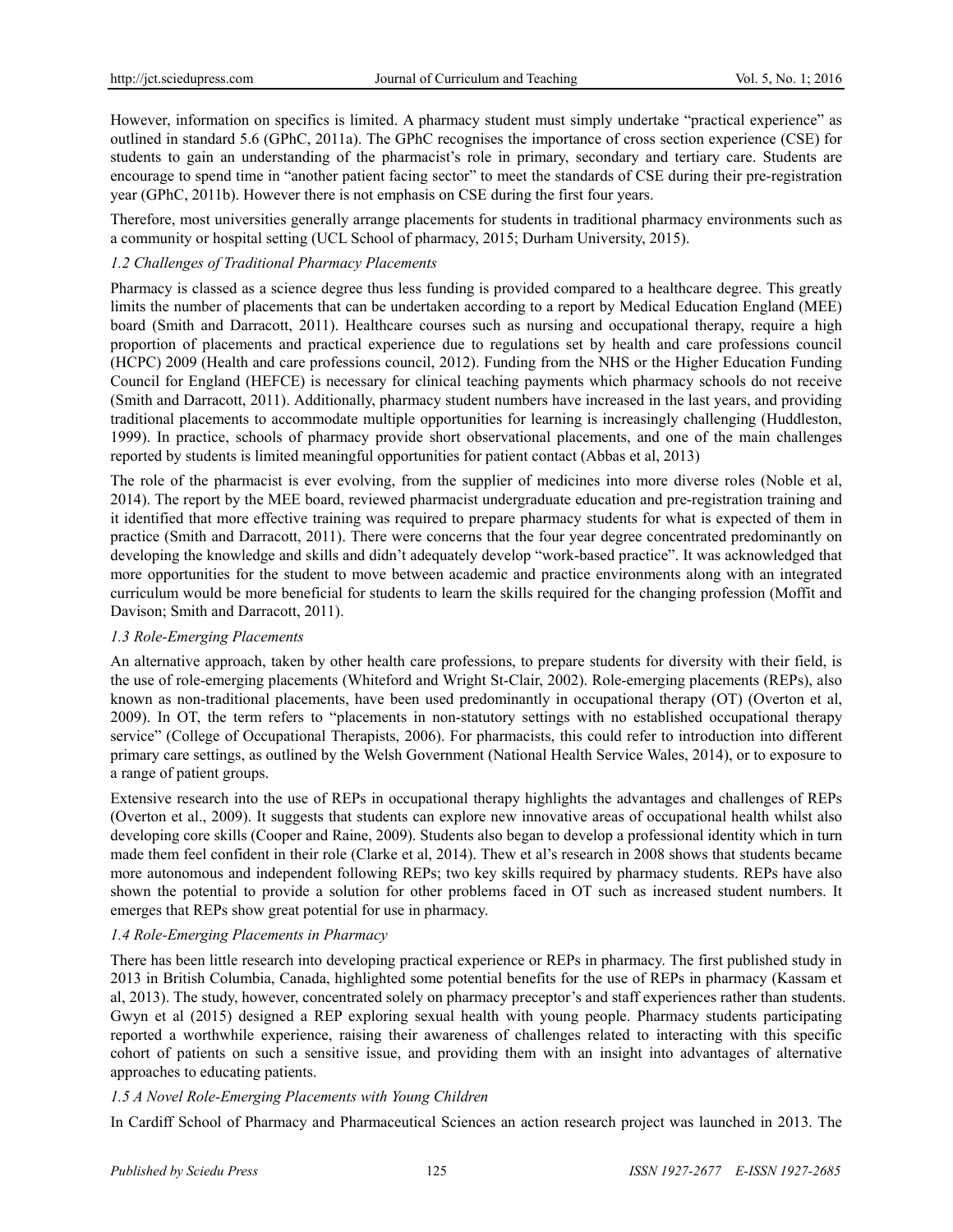However, information on specifics is limited. A pharmacy student must simply undertake "practical experience" as outlined in standard 5.6 (GPhC, 2011a). The GPhC recognises the importance of cross section experience (CSE) for students to gain an understanding of the pharmacist's role in primary, secondary and tertiary care. Students are encourage to spend time in "another patient facing sector" to meet the standards of CSE during their pre-registration year (GPhC, 2011b). However there is not emphasis on CSE during the first four years.

Therefore, most universities generally arrange placements for students in traditional pharmacy environments such as a community or hospital setting (UCL School of pharmacy, 2015; Durham University, 2015).

### *1.2 Challenges of Traditional Pharmacy Placements*

Pharmacy is classed as a science degree thus less funding is provided compared to a healthcare degree. This greatly limits the number of placements that can be undertaken according to a report by Medical Education England (MEE) board (Smith and Darracott, 2011). Healthcare courses such as nursing and occupational therapy, require a high proportion of placements and practical experience due to regulations set by health and care professions council (HCPC) 2009 (Health and care professions council, 2012). Funding from the NHS or the Higher Education Funding Council for England (HEFCE) is necessary for clinical teaching payments which pharmacy schools do not receive (Smith and Darracott, 2011). Additionally, pharmacy student numbers have increased in the last years, and providing traditional placements to accommodate multiple opportunities for learning is increasingly challenging (Huddleston, 1999). In practice, schools of pharmacy provide short observational placements, and one of the main challenges reported by students is limited meaningful opportunities for patient contact (Abbas et al, 2013)

The role of the pharmacist is ever evolving, from the supplier of medicines into more diverse roles (Noble et al, 2014). The report by the MEE board, reviewed pharmacist undergraduate education and pre-registration training and it identified that more effective training was required to prepare pharmacy students for what is expected of them in practice (Smith and Darracott, 2011). There were concerns that the four year degree concentrated predominantly on developing the knowledge and skills and didn't adequately develop "work-based practice". It was acknowledged that more opportunities for the student to move between academic and practice environments along with an integrated curriculum would be more beneficial for students to learn the skills required for the changing profession (Moffit and Davison; Smith and Darracott, 2011).

### *1.3 Role-Emerging Placements*

An alternative approach, taken by other health care professions, to prepare students for diversity with their field, is the use of role-emerging placements (Whiteford and Wright St-Clair, 2002). Role-emerging placements (REPs), also known as non-traditional placements, have been used predominantly in occupational therapy (OT) (Overton et al, 2009). In OT, the term refers to "placements in non-statutory settings with no established occupational therapy service" (College of Occupational Therapists, 2006). For pharmacists, this could refer to introduction into different primary care settings, as outlined by the Welsh Government (National Health Service Wales, 2014), or to exposure to a range of patient groups.

Extensive research into the use of REPs in occupational therapy highlights the advantages and challenges of REPs (Overton et al., 2009). It suggests that students can explore new innovative areas of occupational health whilst also developing core skills (Cooper and Raine, 2009). Students also began to develop a professional identity which in turn made them feel confident in their role (Clarke et al, 2014). Thew et al's research in 2008 shows that students became more autonomous and independent following REPs; two key skills required by pharmacy students. REPs have also shown the potential to provide a solution for other problems faced in OT such as increased student numbers. It emerges that REPs show great potential for use in pharmacy.

### *1.4 Role-Emerging Placements in Pharmacy*

There has been little research into developing practical experience or REPs in pharmacy. The first published study in 2013 in British Columbia, Canada, highlighted some potential benefits for the use of REPs in pharmacy (Kassam et al, 2013). The study, however, concentrated solely on pharmacy preceptor's and staff experiences rather than students. Gwyn et al (2015) designed a REP exploring sexual health with young people. Pharmacy students participating reported a worthwhile experience, raising their awareness of challenges related to interacting with this specific cohort of patients on such a sensitive issue, and providing them with an insight into advantages of alternative approaches to educating patients.

### *1.5 A Novel Role-Emerging Placements with Young Children*

In Cardiff School of Pharmacy and Pharmaceutical Sciences an action research project was launched in 2013. The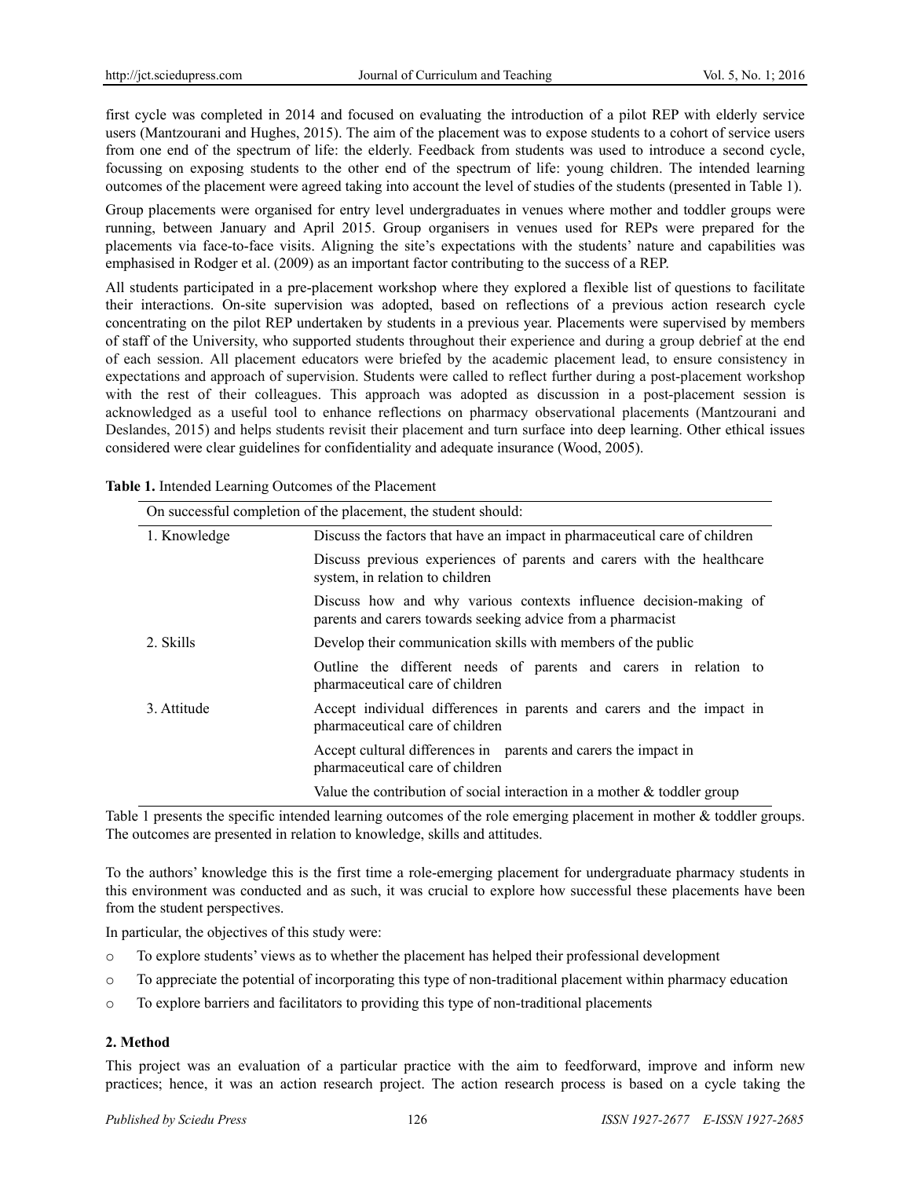first cycle was completed in 2014 and focused on evaluating the introduction of a pilot REP with elderly service users (Mantzourani and Hughes, 2015). The aim of the placement was to expose students to a cohort of service users from one end of the spectrum of life: the elderly. Feedback from students was used to introduce a second cycle, focussing on exposing students to the other end of the spectrum of life: young children. The intended learning outcomes of the placement were agreed taking into account the level of studies of the students (presented in Table 1).

Group placements were organised for entry level undergraduates in venues where mother and toddler groups were running, between January and April 2015. Group organisers in venues used for REPs were prepared for the placements via face-to-face visits. Aligning the site's expectations with the students' nature and capabilities was emphasised in Rodger et al. (2009) as an important factor contributing to the success of a REP.

All students participated in a pre-placement workshop where they explored a flexible list of questions to facilitate their interactions. On-site supervision was adopted, based on reflections of a previous action research cycle concentrating on the pilot REP undertaken by students in a previous year. Placements were supervised by members of staff of the University, who supported students throughout their experience and during a group debrief at the end of each session. All placement educators were briefed by the academic placement lead, to ensure consistency in expectations and approach of supervision. Students were called to reflect further during a post-placement workshop with the rest of their colleagues. This approach was adopted as discussion in a post-placement session is acknowledged as a useful tool to enhance reflections on pharmacy observational placements (Mantzourani and Deslandes, 2015) and helps students revisit their placement and turn surface into deep learning. Other ethical issues considered were clear guidelines for confidentiality and adequate insurance (Wood, 2005).

**Table 1.** Intended Learning Outcomes of the Placement

| On successful completion of the placement, the student should: | |
|---|---|
| 1. Knowledge | Discuss the factors that have an impact in pharmaceutical care of children |
| | Discuss previous experiences of parents and carers with the healthcare system, in relation to children |
| | Discuss how and why various contexts influence decision-making of parents and carers towards seeking advice from a pharmacist |
| 2. Skills | Develop their communication skills with members of the public |
| | Outline the different needs of parents and carers in relation to pharmaceutical care of children |
| 3. Attitude | Accept individual differences in parents and carers and the impact in pharmaceutical care of children |
| | Accept cultural differences in parents and carers the impact in pharmaceutical care of children |
| | Value the contribution of social interaction in a mother & toddler group |

Table 1 presents the specific intended learning outcomes of the role emerging placement in mother & toddler groups. The outcomes are presented in relation to knowledge, skills and attitudes.

To the authors' knowledge this is the first time a role-emerging placement for undergraduate pharmacy students in this environment was conducted and as such, it was crucial to explore how successful these placements have been from the student perspectives.

In particular, the objectives of this study were:

- To explore students' views as to whether the placement has helped their professional development
- To appreciate the potential of incorporating this type of non-traditional placement within pharmacy education
- To explore barriers and facilitators to providing this type of non-traditional placements

## 2. Method

This project was an evaluation of a particular practice with the aim to feedforward, improve and inform new practices; hence, it was an action research project. The action research process is based on a cycle taking the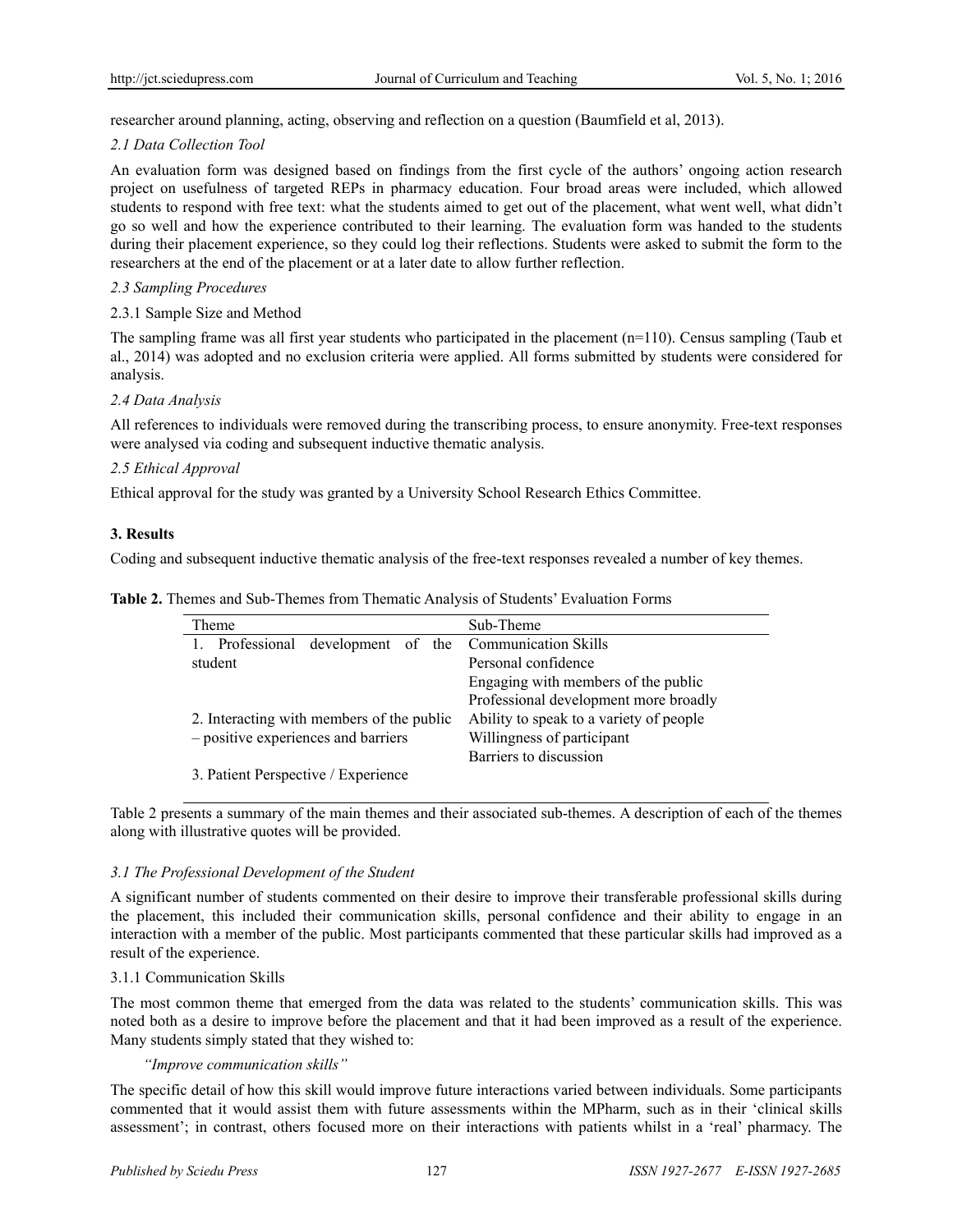researcher around planning, acting, observing and reflection on a question (Baumfield et al, 2013).

### *2.1 Data Collection Tool*

An evaluation form was designed based on findings from the first cycle of the authors' ongoing action research project on usefulness of targeted REPs in pharmacy education. Four broad areas were included, which allowed students to respond with free text: what the students aimed to get out of the placement, what went well, what didn't go so well and how the experience contributed to their learning. The evaluation form was handed to the students during their placement experience, so they could log their reflections. Students were asked to submit the form to the researchers at the end of the placement or at a later date to allow further reflection.

### *2.3 Sampling Procedures*

#### 2.3.1 Sample Size and Method

The sampling frame was all first year students who participated in the placement (n=110). Census sampling (Taub et al., 2014) was adopted and no exclusion criteria were applied. All forms submitted by students were considered for analysis.

### *2.4 Data Analysis*

All references to individuals were removed during the transcribing process, to ensure anonymity. Free-text responses were analysed via coding and subsequent inductive thematic analysis.

### *2.5 Ethical Approval*

Ethical approval for the study was granted by a University School Research Ethics Committee.

## 3. Results

Coding and subsequent inductive thematic analysis of the free-text responses revealed a number of key themes.

**Table 2.** Themes and Sub-Themes from Thematic Analysis of Students' Evaluation Forms

| Theme | Sub-Theme |
|---|---|
| 1. Professional development of the student | Communication Skills |
| | Personal confidence |
| | Engaging with members of the public |
| | Professional development more broadly |
| 2. Interacting with members of the public – positive experiences and barriers | Ability to speak to a variety of people |
| | Willingness of participant |
| | Barriers to discussion |
| 3. Patient Perspective / Experience | |

Table 2 presents a summary of the main themes and their associated sub-themes. A description of each of the themes along with illustrative quotes will be provided.

### *3.1 The Professional Development of the Student*

A significant number of students commented on their desire to improve their transferable professional skills during the placement, this included their communication skills, personal confidence and their ability to engage in an interaction with a member of the public. Most participants commented that these particular skills had improved as a result of the experience.

#### 3.1.1 Communication Skills

The most common theme that emerged from the data was related to the students' communication skills. This was noted both as a desire to improve before the placement and that it had been improved as a result of the experience. Many students simply stated that they wished to:

> *"Improve communication skills"*

The specific detail of how this skill would improve future interactions varied between individuals. Some participants commented that it would assist them with future assessments within the MPharm, such as in their 'clinical skills assessment'; in contrast, others focused more on their interactions with patients whilst in a 'real' pharmacy. The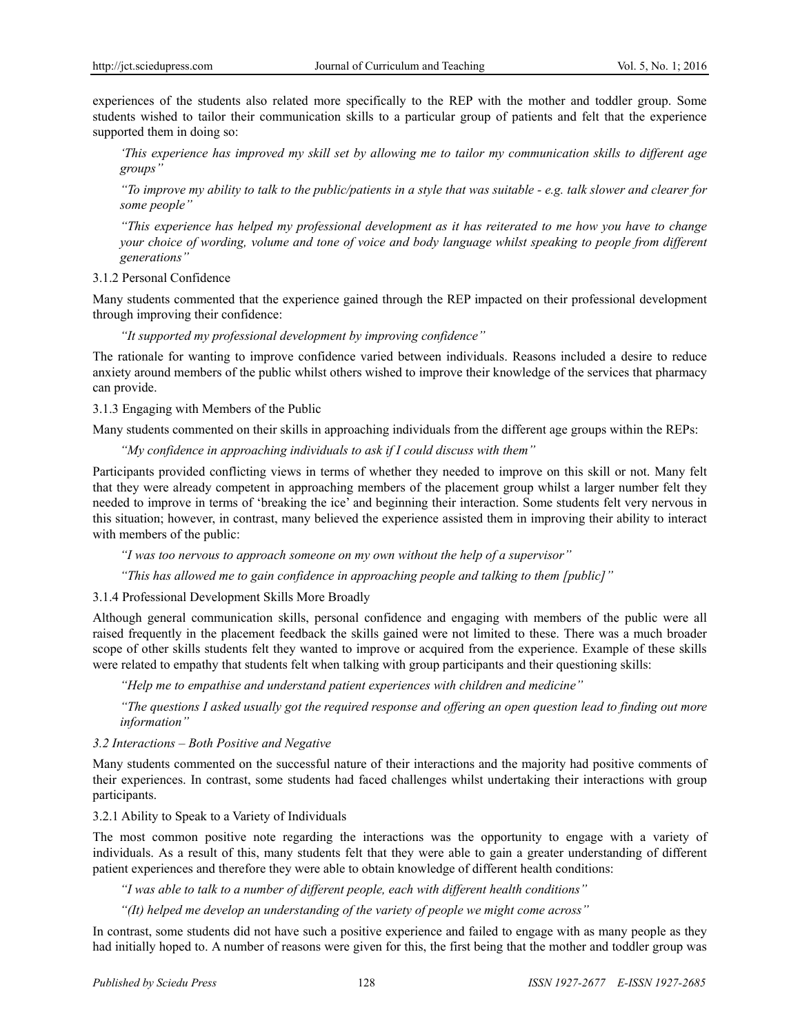experiences of the students also related more specifically to the REP with the mother and toddler group. Some students wished to tailor their communication skills to a particular group of patients and felt that the experience supported them in doing so:

> *'This experience has improved my skill set by allowing me to tailor my communication skills to different age groups"*

> *"To improve my ability to talk to the public/patients in a style that was suitable - e.g. talk slower and clearer for some people"*

> *"This experience has helped my professional development as it has reiterated to me how you have to change your choice of wording, volume and tone of voice and body language whilst speaking to people from different generations"*

3.1.2 Personal Confidence

Many students commented that the experience gained through the REP impacted on their professional development through improving their confidence:

> *"It supported my professional development by improving confidence"*

The rationale for wanting to improve confidence varied between individuals. Reasons included a desire to reduce anxiety around members of the public whilst others wished to improve their knowledge of the services that pharmacy can provide.

3.1.3 Engaging with Members of the Public

Many students commented on their skills in approaching individuals from the different age groups within the REPs:

> *"My confidence in approaching individuals to ask if I could discuss with them"*

Participants provided conflicting views in terms of whether they needed to improve on this skill or not. Many felt that they were already competent in approaching members of the placement group whilst a larger number felt they needed to improve in terms of 'breaking the ice' and beginning their interaction. Some students felt very nervous in this situation; however, in contrast, many believed the experience assisted them in improving their ability to interact with members of the public:

> *"I was too nervous to approach someone on my own without the help of a supervisor"*

> *"This has allowed me to gain confidence in approaching people and talking to them [public]"*

3.1.4 Professional Development Skills More Broadly

Although general communication skills, personal confidence and engaging with members of the public were all raised frequently in the placement feedback the skills gained were not limited to these. There was a much broader scope of other skills students felt they wanted to improve or acquired from the experience. Example of these skills were related to empathy that students felt when talking with group participants and their questioning skills:

> *"Help me to empathise and understand patient experiences with children and medicine"*

> *"The questions I asked usually got the required response and offering an open question lead to finding out more information"*

*3.2 Interactions – Both Positive and Negative*

Many students commented on the successful nature of their interactions and the majority had positive comments of their experiences. In contrast, some students had faced challenges whilst undertaking their interactions with group participants.

3.2.1 Ability to Speak to a Variety of Individuals

The most common positive note regarding the interactions was the opportunity to engage with a variety of individuals. As a result of this, many students felt that they were able to gain a greater understanding of different patient experiences and therefore they were able to obtain knowledge of different health conditions:

> *"I was able to talk to a number of different people, each with different health conditions"*

> *"(It) helped me develop an understanding of the variety of people we might come across"*

In contrast, some students did not have such a positive experience and failed to engage with as many people as they had initially hoped to. A number of reasons were given for this, the first being that the mother and toddler group was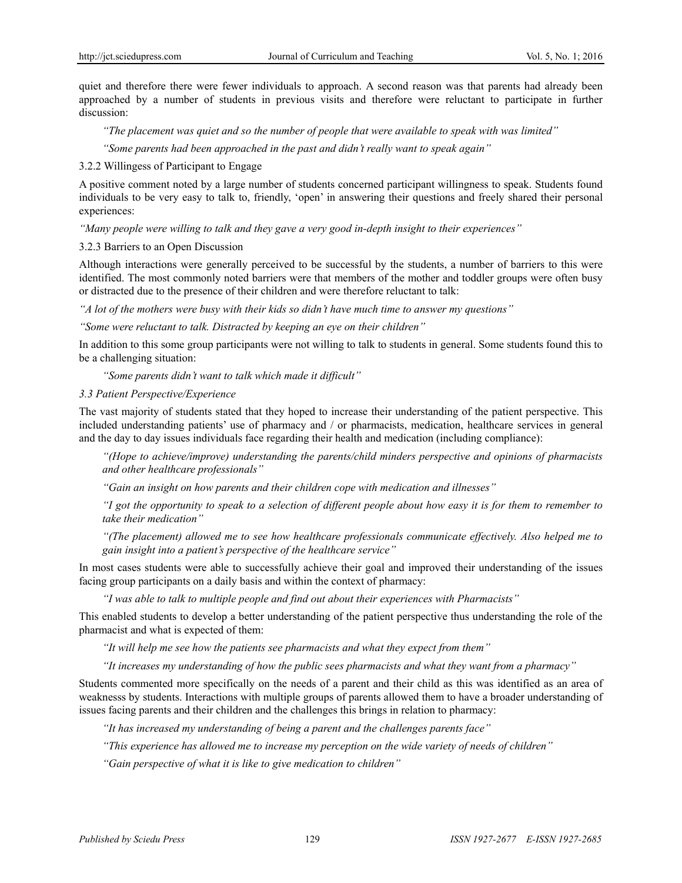quiet and therefore there were fewer individuals to approach. A second reason was that parents had already been approached by a number of students in previous visits and therefore were reluctant to participate in further discussion:

*"The placement was quiet and so the number of people that were available to speak with was limited"*

*"Some parents had been approached in the past and didn't really want to speak again"*

3.2.2 Willingess of Participant to Engage

A positive comment noted by a large number of students concerned participant willingness to speak. Students found individuals to be very easy to talk to, friendly, 'open' in answering their questions and freely shared their personal experiences:

*"Many people were willing to talk and they gave a very good in-depth insight to their experiences"*

3.2.3 Barriers to an Open Discussion

Although interactions were generally perceived to be successful by the students, a number of barriers to this were identified. The most commonly noted barriers were that members of the mother and toddler groups were often busy or distracted due to the presence of their children and were therefore reluctant to talk:

*"A lot of the mothers were busy with their kids so didn't have much time to answer my questions"*

*"Some were reluctant to talk. Distracted by keeping an eye on their children"*

In addition to this some group participants were not willing to talk to students in general. Some students found this to be a challenging situation:

*"Some parents didn't want to talk which made it difficult"*

*3.3 Patient Perspective/Experience*

The vast majority of students stated that they hoped to increase their understanding of the patient perspective. This included understanding patients' use of pharmacy and / or pharmacists, medication, healthcare services in general and the day to day issues individuals face regarding their health and medication (including compliance):

*"(Hope to achieve/improve) understanding the parents/child minders perspective and opinions of pharmacists and other healthcare professionals"*

*"Gain an insight on how parents and their children cope with medication and illnesses"*

*"I got the opportunity to speak to a selection of different people about how easy it is for them to remember to take their medication"*

*"(The placement) allowed me to see how healthcare professionals communicate effectively. Also helped me to gain insight into a patient's perspective of the healthcare service"*

In most cases students were able to successfully achieve their goal and improved their understanding of the issues facing group participants on a daily basis and within the context of pharmacy:

*"I was able to talk to multiple people and find out about their experiences with Pharmacists"*

This enabled students to develop a better understanding of the patient perspective thus understanding the role of the pharmacist and what is expected of them:

*"It will help me see how the patients see pharmacists and what they expect from them"*

*"It increases my understanding of how the public sees pharmacists and what they want from a pharmacy"*

Students commented more specifically on the needs of a parent and their child as this was identified as an area of weaknesss by students. Interactions with multiple groups of parents allowed them to have a broader understanding of issues facing parents and their children and the challenges this brings in relation to pharmacy:

*"It has increased my understanding of being a parent and the challenges parents face"*

*"This experience has allowed me to increase my perception on the wide variety of needs of children"*

*"Gain perspective of what it is like to give medication to children"*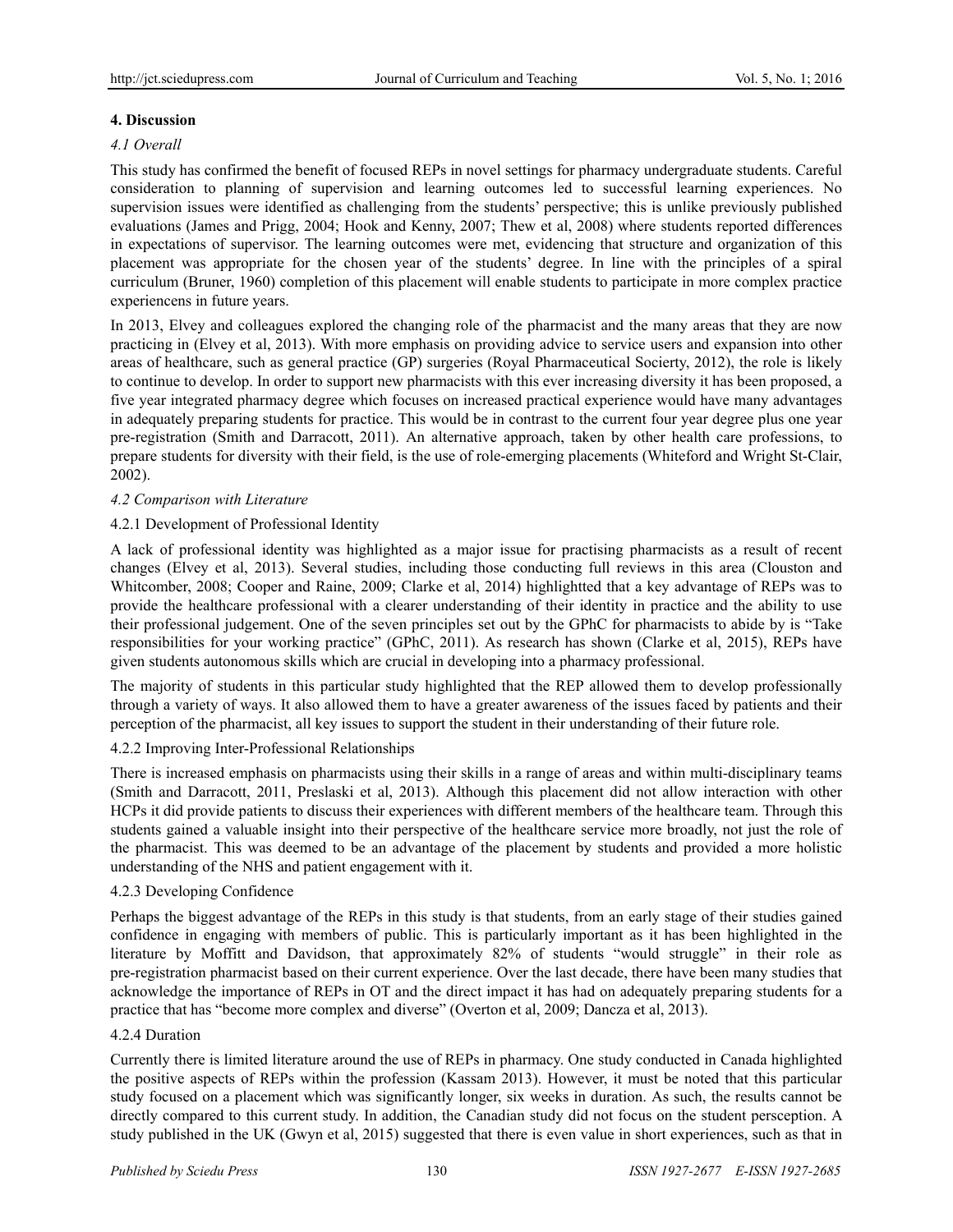## 4. Discussion

### *4.1 Overall*

This study has confirmed the benefit of focused REPs in novel settings for pharmacy undergraduate students. Careful consideration to planning of supervision and learning outcomes led to successful learning experiences. No supervision issues were identified as challenging from the students' perspective; this is unlike previously published evaluations (James and Prigg, 2004; Hook and Kenny, 2007; Thew et al, 2008) where students reported differences in expectations of supervisor. The learning outcomes were met, evidencing that structure and organization of this placement was appropriate for the chosen year of the students' degree. In line with the principles of a spiral curriculum (Bruner, 1960) completion of this placement will enable students to participate in more complex practice experiencens in future years.

In 2013, Elvey and colleagues explored the changing role of the pharmacist and the many areas that they are now practicing in (Elvey et al, 2013). With more emphasis on providing advice to service users and expansion into other areas of healthcare, such as general practice (GP) surgeries (Royal Pharmaceutical Socierty, 2012), the role is likely to continue to develop. In order to support new pharmacists with this ever increasing diversity it has been proposed, a five year integrated pharmacy degree which focuses on increased practical experience would have many advantages in adequately preparing students for practice. This would be in contrast to the current four year degree plus one year pre-registration (Smith and Darracott, 2011). An alternative approach, taken by other health care professions, to prepare students for diversity with their field, is the use of role-emerging placements (Whiteford and Wright St-Clair, 2002).

### *4.2 Comparison with Literature*

#### 4.2.1 Development of Professional Identity

A lack of professional identity was highlighted as a major issue for practising pharmacists as a result of recent changes (Elvey et al, 2013). Several studies, including those conducting full reviews in this area (Clouston and Whitcomber, 2008; Cooper and Raine, 2009; Clarke et al, 2014) highlightted that a key advantage of REPs was to provide the healthcare professional with a clearer understanding of their identity in practice and the ability to use their professional judgement. One of the seven principles set out by the GPhC for pharmacists to abide by is "Take responsibilities for your working practice" (GPhC, 2011). As research has shown (Clarke et al, 2015), REPs have given students autonomous skills which are crucial in developing into a pharmacy professional.

The majority of students in this particular study highlighted that the REP allowed them to develop professionally through a variety of ways. It also allowed them to have a greater awareness of the issues faced by patients and their perception of the pharmacist, all key issues to support the student in their understanding of their future role.

#### 4.2.2 Improving Inter-Professional Relationships

There is increased emphasis on pharmacists using their skills in a range of areas and within multi-disciplinary teams (Smith and Darracott, 2011, Preslaski et al, 2013). Although this placement did not allow interaction with other HCPs it did provide patients to discuss their experiences with different members of the healthcare team. Through this students gained a valuable insight into their perspective of the healthcare service more broadly, not just the role of the pharmacist. This was deemed to be an advantage of the placement by students and provided a more holistic understanding of the NHS and patient engagement with it.

#### 4.2.3 Developing Confidence

Perhaps the biggest advantage of the REPs in this study is that students, from an early stage of their studies gained confidence in engaging with members of public. This is particularly important as it has been highlighted in the literature by Moffitt and Davidson, that approximately 82% of students "would struggle" in their role as pre-registration pharmacist based on their current experience. Over the last decade, there have been many studies that acknowledge the importance of REPs in OT and the direct impact it has had on adequately preparing students for a practice that has "become more complex and diverse" (Overton et al, 2009; Dancza et al, 2013).

#### 4.2.4 Duration

Currently there is limited literature around the use of REPs in pharmacy. One study conducted in Canada highlighted the positive aspects of REPs within the profession (Kassam 2013). However, it must be noted that this particular study focused on a placement which was significantly longer, six weeks in duration. As such, the results cannot be directly compared to this current study. In addition, the Canadian study did not focus on the student persception. A study published in the UK (Gwyn et al, 2015) suggested that there is even value in short experiences, such as that in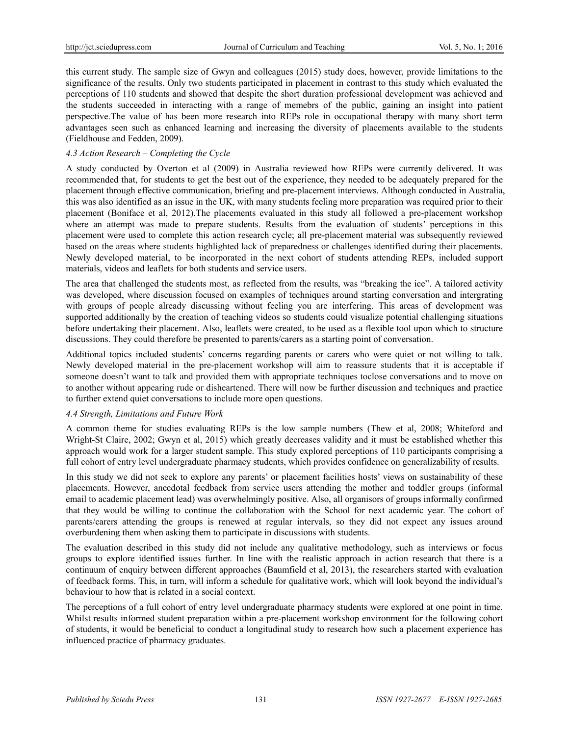this current study. The sample size of Gwyn and colleagues (2015) study does, however, provide limitations to the significance of the results. Only two students participated in placement in contrast to this study which evaluated the perceptions of 110 students and showed that despite the short duration professional development was achieved and the students succeeded in interacting with a range of memebrs of the public, gaining an insight into patient perspective.The value of has been more research into REPs role in occupational therapy with many short term advantages seen such as enhanced learning and increasing the diversity of placements available to the students (Fieldhouse and Fedden, 2009).

### *4.3 Action Research – Completing the Cycle*

A study conducted by Overton et al (2009) in Australia reviewed how REPs were currently delivered. It was recommended that, for students to get the best out of the experience, they needed to be adequately prepared for the placement through effective communication, briefing and pre-placement interviews. Although conducted in Australia, this was also identified as an issue in the UK, with many students feeling more preparation was required prior to their placement (Boniface et al, 2012).The placements evaluated in this study all followed a pre-placement workshop where an attempt was made to prepare students. Results from the evaluation of students' perceptions in this placement were used to complete this action research cycle; all pre-placement material was subsequently reviewed based on the areas where students highlighted lack of preparedness or challenges identified during their placements. Newly developed material, to be incorporated in the next cohort of students attending REPs, included support materials, videos and leaflets for both students and service users.

The area that challenged the students most, as reflected from the results, was "breaking the ice". A tailored activity was developed, where discussion focused on examples of techniques around starting conversation and intergrating with groups of people already discussing without feeling you are interfering. This areas of development was supported additionally by the creation of teaching videos so students could visualize potential challenging situations before undertaking their placement. Also, leaflets were created, to be used as a flexible tool upon which to structure discussions. They could therefore be presented to parents/carers as a starting point of conversation.

Additional topics included students' concerns regarding parents or carers who were quiet or not willing to talk. Newly developed material in the pre-placement workshop will aim to reassure students that it is acceptable if someone doesn't want to talk and provided them with appropriate techniques toclose conversations and to move on to another without appearing rude or disheartened. There will now be further discussion and techniques and practice to further extend quiet conversations to include more open questions.

### *4.4 Strength, Limitations and Future Work*

A common theme for studies evaluating REPs is the low sample numbers (Thew et al, 2008; Whiteford and Wright-St Claire, 2002; Gwyn et al, 2015) which greatly decreases validity and it must be established whether this approach would work for a larger student sample. This study explored perceptions of 110 participants comprising a full cohort of entry level undergraduate pharmacy students, which provides confidence on generalizability of results.

In this study we did not seek to explore any parents' or placement facilities hosts' views on sustainability of these placements. However, anecdotal feedback from service users attending the mother and toddler groups (informal email to academic placement lead) was overwhelmingly positive. Also, all organisors of groups informally confirmed that they would be willing to continue the collaboration with the School for next academic year. The cohort of parents/carers attending the groups is renewed at regular intervals, so they did not expect any issues around overburdening them when asking them to participate in discussions with students.

The evaluation described in this study did not include any qualitative methodology, such as interviews or focus groups to explore identified issues further. In line with the realistic approach in action research that there is a continuum of enquiry between different approaches (Baumfield et al, 2013), the researchers started with evaluation of feedback forms. This, in turn, will inform a schedule for qualitative work, which will look beyond the individual's behaviour to how that is related in a social context.

The perceptions of a full cohort of entry level undergraduate pharmacy students were explored at one point in time. Whilst results informed student preparation within a pre-placement workshop environment for the following cohort of students, it would be beneficial to conduct a longitudinal study to research how such a placement experience has influenced practice of pharmacy graduates.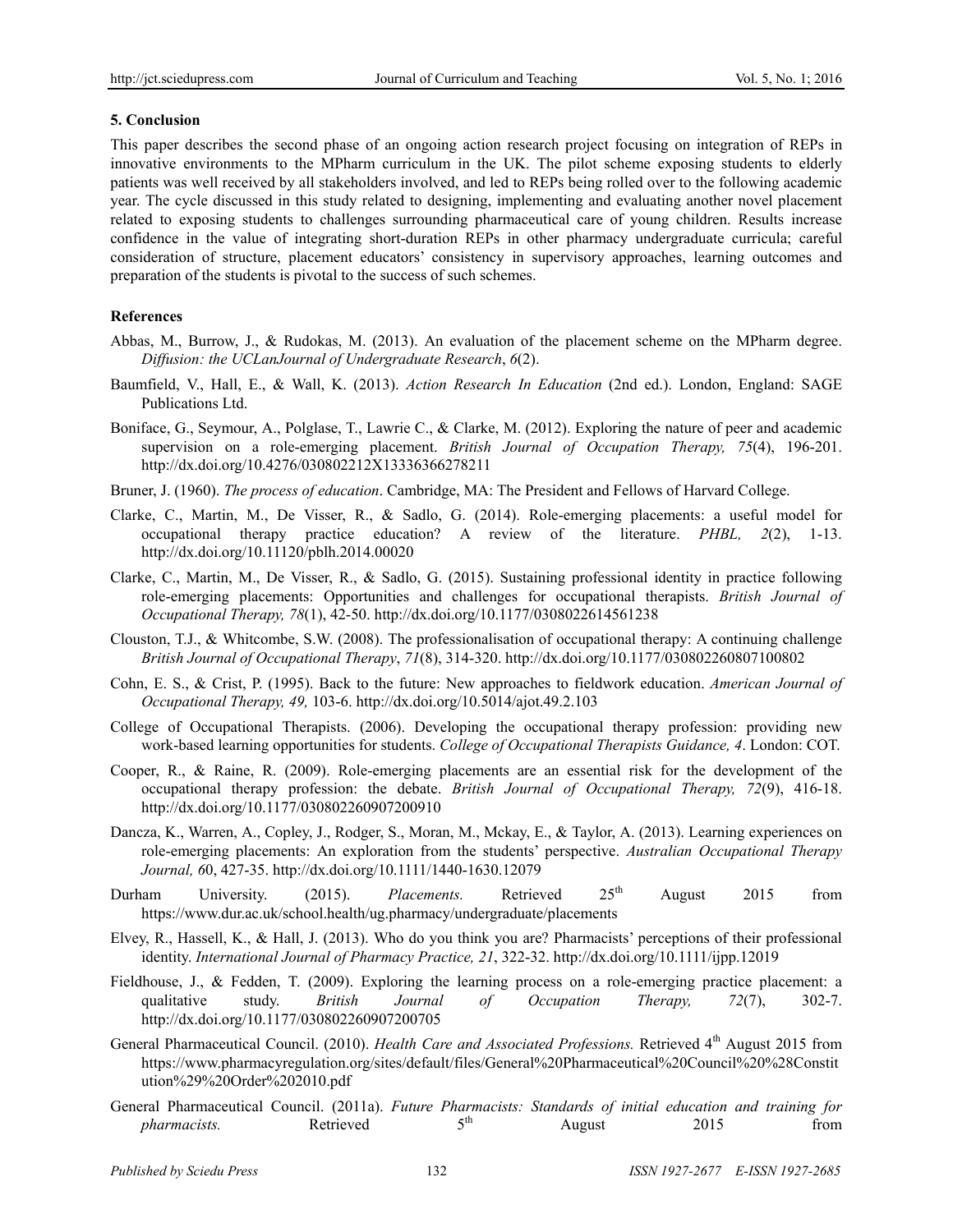## 5. Conclusion

This paper describes the second phase of an ongoing action research project focusing on integration of REPs in innovative environments to the MPharm curriculum in the UK. The pilot scheme exposing students to elderly patients was well received by all stakeholders involved, and led to REPs being rolled over to the following academic year. The cycle discussed in this study related to designing, implementing and evaluating another novel placement related to exposing students to challenges surrounding pharmaceutical care of young children. Results increase confidence in the value of integrating short-duration REPs in other pharmacy undergraduate curricula; careful consideration of structure, placement educators' consistency in supervisory approaches, learning outcomes and preparation of the students is pivotal to the success of such schemes.

## References

Abbas, M., Burrow, J., & Rudokas, M. (2013). An evaluation of the placement scheme on the MPharm degree. *Diffusion: the UCLanJournal of Undergraduate Research*, *6*(2).

Baumfield, V., Hall, E., & Wall, K. (2013). *Action Research In Education* (2nd ed.). London, England: SAGE Publications Ltd.

Boniface, G., Seymour, A., Polglase, T., Lawrie C., & Clarke, M. (2012). Exploring the nature of peer and academic supervision on a role-emerging placement. *British Journal of Occupation Therapy, 75*(4), 196-201. http://dx.doi.org/10.4276/030802212X13336366278211

Bruner, J. (1960). *The process of education*. Cambridge, MA: The President and Fellows of Harvard College.

Clarke, C., Martin, M., De Visser, R., & Sadlo, G. (2014). Role-emerging placements: a useful model for occupational therapy practice education? A review of the literature. *PHBL, 2*(2), 1-13. http://dx.doi.org/10.11120/pblh.2014.00020

Clarke, C., Martin, M., De Visser, R., & Sadlo, G. (2015). Sustaining professional identity in practice following role-emerging placements: Opportunities and challenges for occupational therapists. *British Journal of Occupational Therapy, 78*(1), 42-50. http://dx.doi.org/10.1177/0308022614561238

Clouston, T.J., & Whitcombe, S.W. (2008). The professionalisation of occupational therapy: A continuing challenge *British Journal of Occupational Therapy*, *71*(8), 314-320. http://dx.doi.org/10.1177/030802260807100802

Cohn, E. S., & Crist, P. (1995). Back to the future: New approaches to fieldwork education. *American Journal of Occupational Therapy, 49,* 103-6. http://dx.doi.org/10.5014/ajot.49.2.103

College of Occupational Therapists. (2006). Developing the occupational therapy profession: providing new work-based learning opportunities for students. *College of Occupational Therapists Guidance, 4*. London: COT.

Cooper, R., & Raine, R. (2009). Role-emerging placements are an essential risk for the development of the occupational therapy profession: the debate. *British Journal of Occupational Therapy, 72*(9), 416-18. http://dx.doi.org/10.1177/030802260907200910

Dancza, K., Warren, A., Copley, J., Rodger, S., Moran, M., Mckay, E., & Taylor, A. (2013). Learning experiences on role-emerging placements: An exploration from the students' perspective. *Australian Occupational Therapy Journal, 6*0, 427-35. http://dx.doi.org/10.1111/1440-1630.12079

Durham University. (2015). *Placements.* Retrieved 25th August 2015 from https://www.dur.ac.uk/school.health/ug.pharmacy/undergraduate/placements

Elvey, R., Hassell, K., & Hall, J. (2013). Who do you think you are? Pharmacists' perceptions of their professional identity. *International Journal of Pharmacy Practice, 21*, 322-32. http://dx.doi.org/10.1111/ijpp.12019

Fieldhouse, J., & Fedden, T. (2009). Exploring the learning process on a role-emerging practice placement: a qualitative study. *British Journal of Occupation Therapy, 72*(7), 302-7. http://dx.doi.org/10.1177/030802260907200705

General Pharmaceutical Council. (2010). *Health Care and Associated Professions.* Retrieved 4th August 2015 from https://www.pharmacyregulation.org/sites/default/files/General%20Pharmaceutical%20Council%20%28Constitution%29%20Order%202010.pdf

General Pharmaceutical Council. (2011a). *Future Pharmacists: Standards of initial education and training for pharmacists.* Retrieved 5th August 2015 from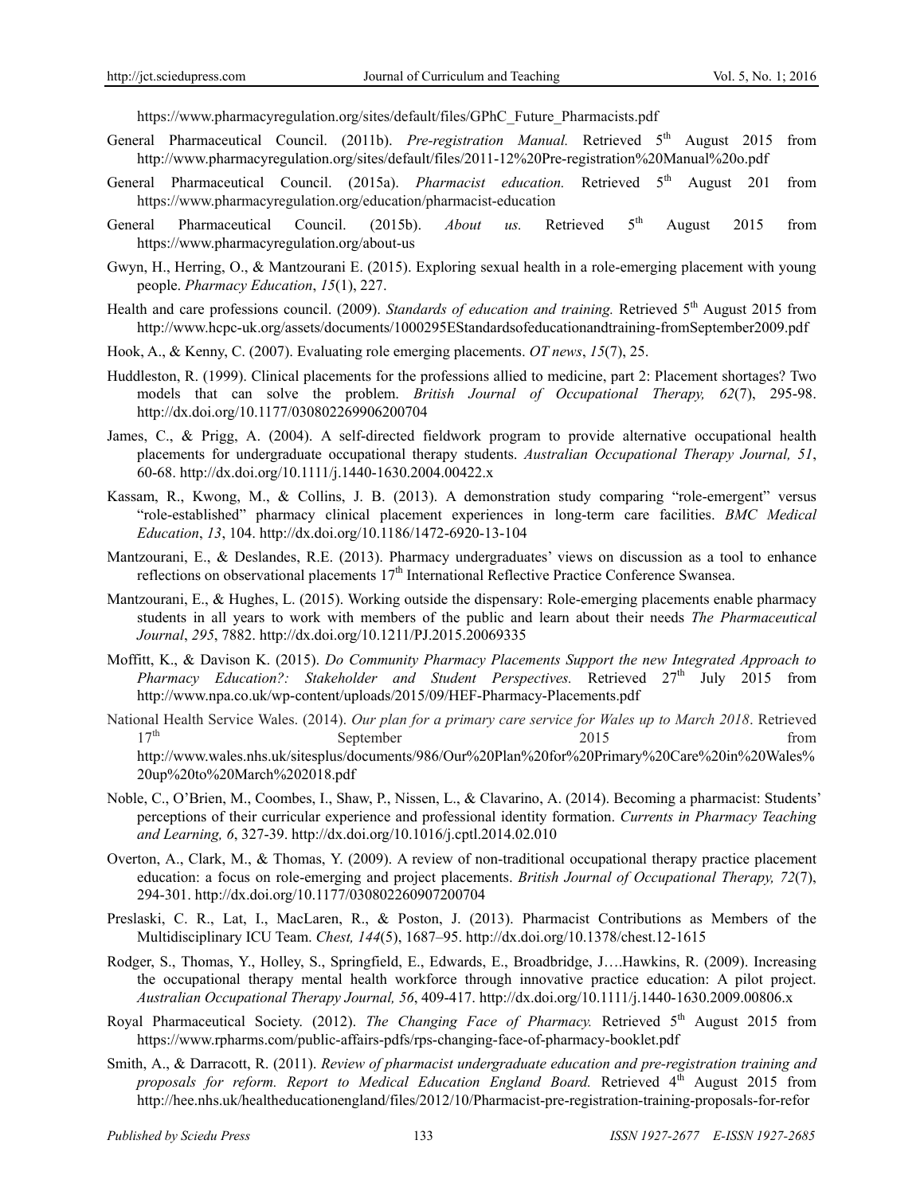https://www.pharmacyregulation.org/sites/default/files/GPhC_Future_Pharmacists.pdf

General Pharmaceutical Council. (2011b). *Pre-registration Manual.* Retrieved 5th August 2015 from http://www.pharmacyregulation.org/sites/default/files/2011-12%20Pre-registration%20Manual%20o.pdf

General Pharmaceutical Council. (2015a). *Pharmacist education.* Retrieved 5th August 201 from https://www.pharmacyregulation.org/education/pharmacist-education

General Pharmaceutical Council. (2015b). *About us.* Retrieved 5th August 2015 from https://www.pharmacyregulation.org/about-us

Gwyn, H., Herring, O., & Mantzourani E. (2015). Exploring sexual health in a role-emerging placement with young people. *Pharmacy Education*, *15*(1), 227.

Health and care professions council. (2009). *Standards of education and training.* Retrieved 5th August 2015 from http://www.hcpc-uk.org/assets/documents/1000295EStandardsofeducationandtraining-fromSeptember2009.pdf

Hook, A., & Kenny, C. (2007). Evaluating role emerging placements. *OT news*, *15*(7), 25.

Huddleston, R. (1999). Clinical placements for the professions allied to medicine, part 2: Placement shortages? Two models that can solve the problem. *British Journal of Occupational Therapy, 62*(7), 295-98. http://dx.doi.org/10.1177/030802269906200704

James, C., & Prigg, A. (2004). A self-directed fieldwork program to provide alternative occupational health placements for undergraduate occupational therapy students. *Australian Occupational Therapy Journal, 51*, 60-68. http://dx.doi.org/10.1111/j.1440-1630.2004.00422.x

Kassam, R., Kwong, M., & Collins, J. B. (2013). A demonstration study comparing "role-emergent" versus "role-established" pharmacy clinical placement experiences in long-term care facilities. *BMC Medical Education*, *13*, 104. http://dx.doi.org/10.1186/1472-6920-13-104

Mantzourani, E., & Deslandes, R.E. (2013). Pharmacy undergraduates' views on discussion as a tool to enhance reflections on observational placements 17th International Reflective Practice Conference Swansea.

Mantzourani, E., & Hughes, L. (2015). Working outside the dispensary: Role-emerging placements enable pharmacy students in all years to work with members of the public and learn about their needs *The Pharmaceutical Journal*, *295*, 7882. http://dx.doi.org/10.1211/PJ.2015.20069335

Moffitt, K., & Davison K. (2015). *Do Community Pharmacy Placements Support the new Integrated Approach to Pharmacy Education?: Stakeholder and Student Perspectives.* Retrieved 27th July 2015 from http://www.npa.co.uk/wp-content/uploads/2015/09/HEF-Pharmacy-Placements.pdf

National Health Service Wales. (2014). *Our plan for a primary care service for Wales up to March 2018*. Retrieved 17th September 2015 from http://www.wales.nhs.uk/sitesplus/documents/986/Our%20Plan%20for%20Primary%20Care%20in%20Wales%20up%20to%20March%202018.pdf

Noble, C., O'Brien, M., Coombes, I., Shaw, P., Nissen, L., & Clavarino, A. (2014). Becoming a pharmacist: Students' perceptions of their curricular experience and professional identity formation. *Currents in Pharmacy Teaching and Learning, 6*, 327-39. http://dx.doi.org/10.1016/j.cptl.2014.02.010

Overton, A., Clark, M., & Thomas, Y. (2009). A review of non-traditional occupational therapy practice placement education: a focus on role-emerging and project placements. *British Journal of Occupational Therapy, 72*(7), 294-301. http://dx.doi.org/10.1177/030802260907200704

Preslaski, C. R., Lat, I., MacLaren, R., & Poston, J. (2013). Pharmacist Contributions as Members of the Multidisciplinary ICU Team. *Chest, 144*(5), 1687–95. http://dx.doi.org/10.1378/chest.12-1615

Rodger, S., Thomas, Y., Holley, S., Springfield, E., Edwards, E., Broadbridge, J….Hawkins, R. (2009). Increasing the occupational therapy mental health workforce through innovative practice education: A pilot project. *Australian Occupational Therapy Journal, 56*, 409-417. http://dx.doi.org/10.1111/j.1440-1630.2009.00806.x

Royal Pharmaceutical Society. (2012). *The Changing Face of Pharmacy.* Retrieved 5th August 2015 from https://www.rpharms.com/public-affairs-pdfs/rps-changing-face-of-pharmacy-booklet.pdf

Smith, A., & Darracott, R. (2011). *Review of pharmacist undergraduate education and pre-registration training and proposals for reform. Report to Medical Education England Board.* Retrieved 4th August 2015 from http://hee.nhs.uk/healtheducationengland/files/2012/10/Pharmacist-pre-registration-training-proposals-for-refor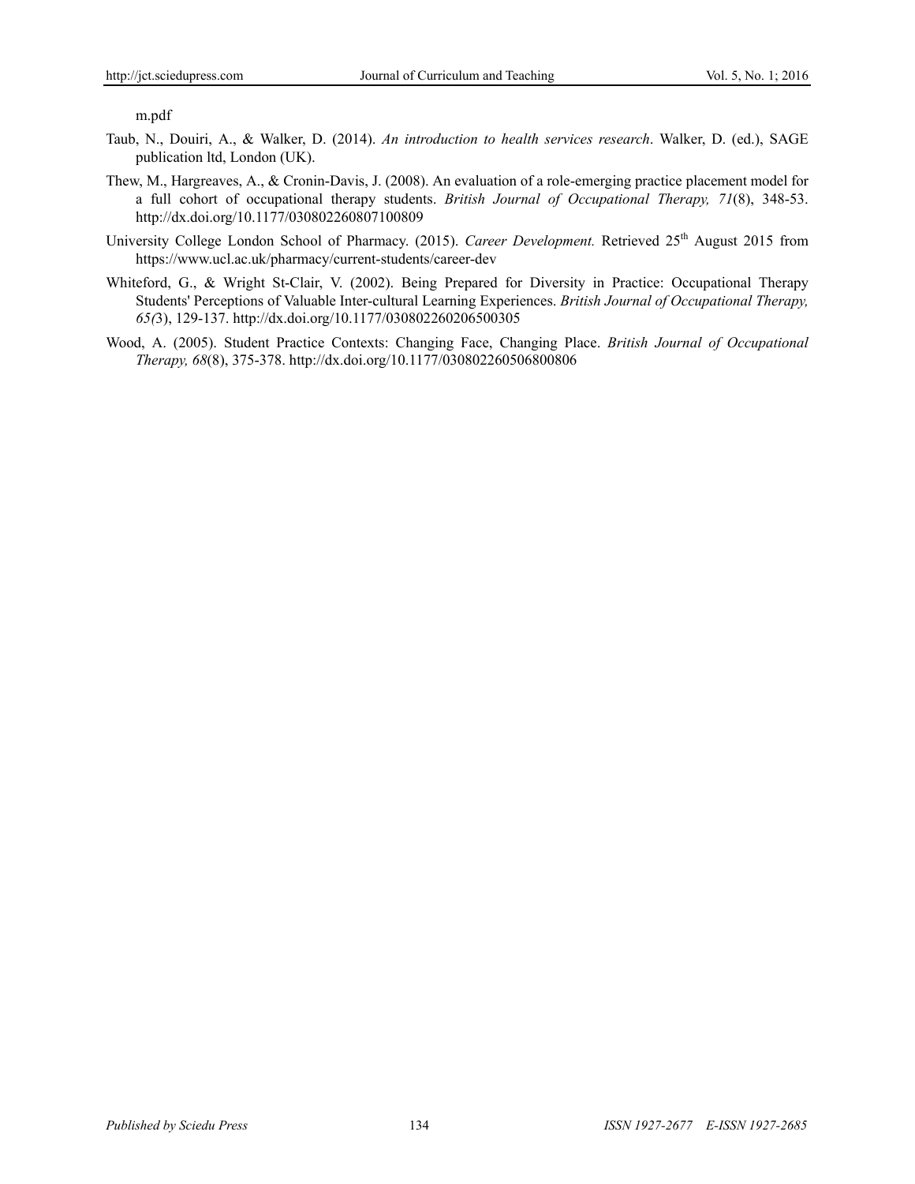m.pdf

Taub, N., Douiri, A., & Walker, D. (2014). *An introduction to health services research*. Walker, D. (ed.), SAGE publication ltd, London (UK).

Thew, M., Hargreaves, A., & Cronin-Davis, J. (2008). An evaluation of a role-emerging practice placement model for a full cohort of occupational therapy students. *British Journal of Occupational Therapy, 71*(8), 348-53. http://dx.doi.org/10.1177/030802260807100809

University College London School of Pharmacy. (2015). *Career Development.* Retrieved 25th August 2015 from https://www.ucl.ac.uk/pharmacy/current-students/career-dev

Whiteford, G., & Wright St-Clair, V. (2002). Being Prepared for Diversity in Practice: Occupational Therapy Students' Perceptions of Valuable Inter-cultural Learning Experiences. *British Journal of Occupational Therapy, 65(*3), 129-137. http://dx.doi.org/10.1177/030802260206500305

Wood, A. (2005). Student Practice Contexts: Changing Face, Changing Place. *British Journal of Occupational Therapy, 68*(8), 375-378. http://dx.doi.org/10.1177/030802260506800806